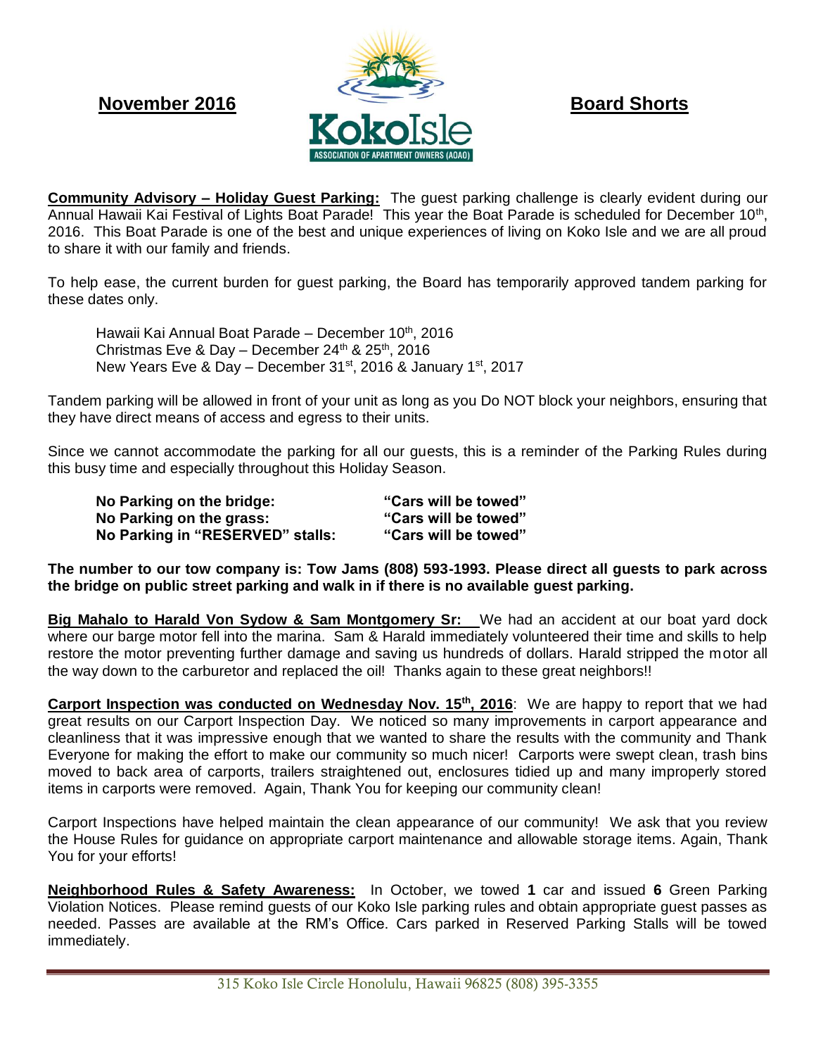**November 2016** | **Koko Isle — ASSOCIATION OF APARTMENT OWNERS (AOAO)** | **Board Shorts**

**Community Advisory – Holiday Guest Parking:** The guest parking challenge is clearly evident during our Annual Hawaii Kai Festival of Lights Boat Parade! This year the Boat Parade is scheduled for December 10th, 2016. This Boat Parade is one of the best and unique experiences of living on Koko Isle and we are all proud to share it with our family and friends.

To help ease, the current burden for guest parking, the Board has temporarily approved tandem parking for these dates only.

> Hawaii Kai Annual Boat Parade – December 10th, 2016
> Christmas Eve & Day – December 24th & 25th, 2016
> New Years Eve & Day – December 31st, 2016 & January 1st, 2017

Tandem parking will be allowed in front of your unit as long as you Do NOT block your neighbors, ensuring that they have direct means of access and egress to their units.

Since we cannot accommodate the parking for all our guests, this is a reminder of the Parking Rules during this busy time and especially throughout this Holiday Season.

| | |
|---|---|
| **No Parking on the bridge:** | **"Cars will be towed"** |
| **No Parking on the grass:** | **"Cars will be towed"** |
| **No Parking in "RESERVED" stalls:** | **"Cars will be towed"** |

**The number to our tow company is: Tow Jams (808) 593-1993. Please direct all guests to park across the bridge on public street parking and walk in if there is no available guest parking.**

**Big Mahalo to Harald Von Sydow & Sam Montgomery Sr:** We had an accident at our boat yard dock where our barge motor fell into the marina. Sam & Harald immediately volunteered their time and skills to help restore the motor preventing further damage and saving us hundreds of dollars. Harald stripped the motor all the way down to the carburetor and replaced the oil! Thanks again to these great neighbors!!

**Carport Inspection was conducted on Wednesday Nov. 15th, 2016**: We are happy to report that we had great results on our Carport Inspection Day. We noticed so many improvements in carport appearance and cleanliness that it was impressive enough that we wanted to share the results with the community and Thank Everyone for making the effort to make our community so much nicer! Carports were swept clean, trash bins moved to back area of carports, trailers straightened out, enclosures tidied up and many improperly stored items in carports were removed. Again, Thank You for keeping our community clean!

Carport Inspections have helped maintain the clean appearance of our community! We ask that you review the House Rules for guidance on appropriate carport maintenance and allowable storage items. Again, Thank You for your efforts!

**Neighborhood Rules & Safety Awareness:** In October, we towed **1** car and issued **6** Green Parking Violation Notices. Please remind guests of our Koko Isle parking rules and obtain appropriate guest passes as needed. Passes are available at the RM's Office. Cars parked in Reserved Parking Stalls will be towed immediately.

315 Koko Isle Circle Honolulu, Hawaii 96825 (808) 395-3355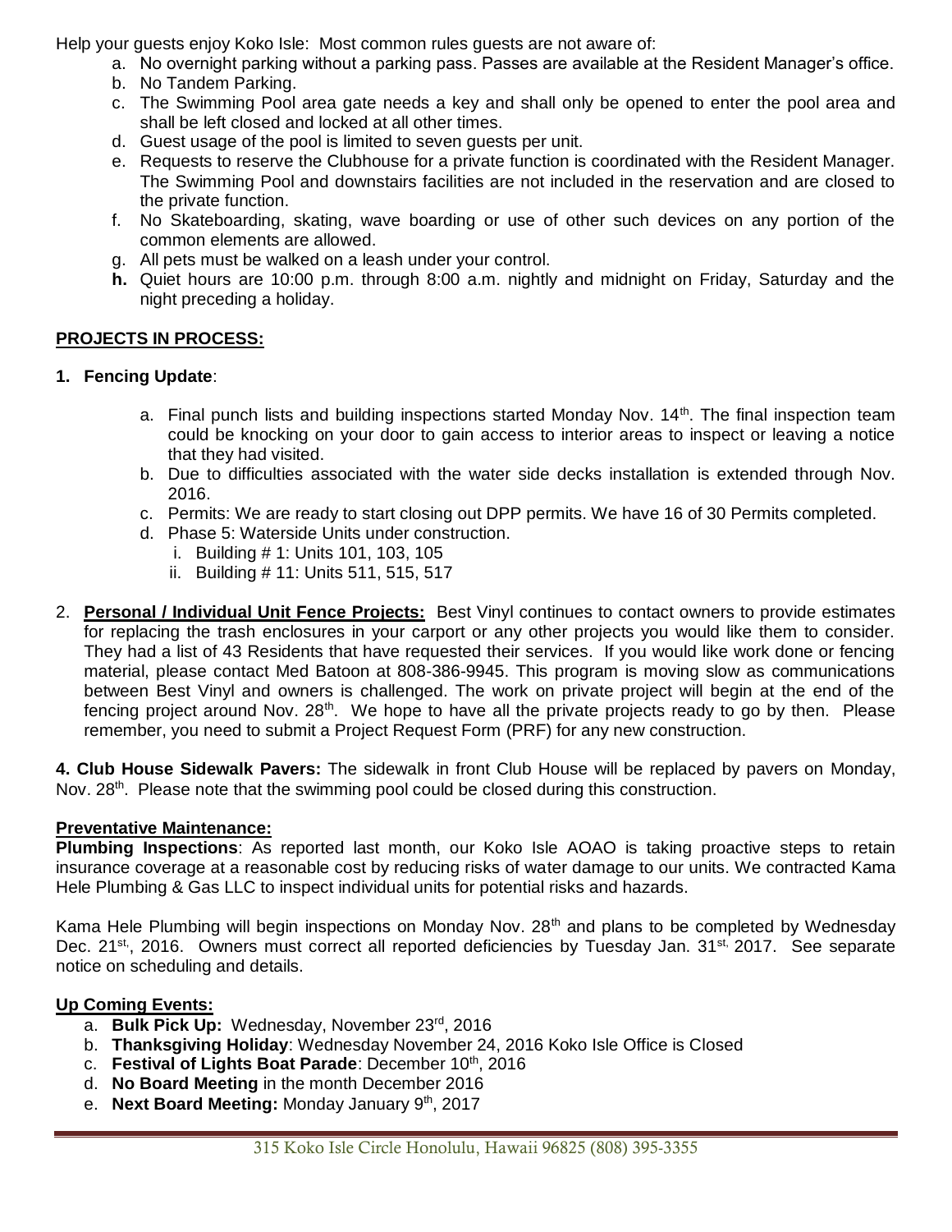Help your guests enjoy Koko Isle: Most common rules guests are not aware of:

a. No overnight parking without a parking pass. Passes are available at the Resident Manager's office.
b. No Tandem Parking.
c. The Swimming Pool area gate needs a key and shall only be opened to enter the pool area and shall be left closed and locked at all other times.
d. Guest usage of the pool is limited to seven guests per unit.
e. Requests to reserve the Clubhouse for a private function is coordinated with the Resident Manager. The Swimming Pool and downstairs facilities are not included in the reservation and are closed to the private function.
f. No Skateboarding, skating, wave boarding or use of other such devices on any portion of the common elements are allowed.
g. All pets must be walked on a leash under your control.
**h.** Quiet hours are 10:00 p.m. through 8:00 a.m. nightly and midnight on Friday, Saturday and the night preceding a holiday.

## PROJECTS IN PROCESS:

**1. Fencing Update**:

a. Final punch lists and building inspections started Monday Nov. 14th. The final inspection team could be knocking on your door to gain access to interior areas to inspect or leaving a notice that they had visited.
b. Due to difficulties associated with the water side decks installation is extended through Nov. 2016.
c. Permits: We are ready to start closing out DPP permits. We have 16 of 30 Permits completed.
d. Phase 5: Waterside Units under construction.
   i. Building # 1: Units 101, 103, 105
   ii. Building # 11: Units 511, 515, 517

2. **Personal / Individual Unit Fence Projects:** Best Vinyl continues to contact owners to provide estimates for replacing the trash enclosures in your carport or any other projects you would like them to consider. They had a list of 43 Residents that have requested their services. If you would like work done or fencing material, please contact Med Batoon at 808-386-9945. This program is moving slow as communications between Best Vinyl and owners is challenged. The work on private project will begin at the end of the fencing project around Nov. 28th. We hope to have all the private projects ready to go by then. Please remember, you need to submit a Project Request Form (PRF) for any new construction.

**4. Club House Sidewalk Pavers:** The sidewalk in front Club House will be replaced by pavers on Monday, Nov. 28th. Please note that the swimming pool could be closed during this construction.

## Preventative Maintenance:

**Plumbing Inspections**: As reported last month, our Koko Isle AOAO is taking proactive steps to retain insurance coverage at a reasonable cost by reducing risks of water damage to our units. We contracted Kama Hele Plumbing & Gas LLC to inspect individual units for potential risks and hazards.

Kama Hele Plumbing will begin inspections on Monday Nov. 28th and plans to be completed by Wednesday Dec. 21st., 2016. Owners must correct all reported deficiencies by Tuesday Jan. 31st, 2017. See separate notice on scheduling and details.

## Up Coming Events:

a. **Bulk Pick Up:** Wednesday, November 23rd, 2016
b. **Thanksgiving Holiday**: Wednesday November 24, 2016 Koko Isle Office is Closed
c. **Festival of Lights Boat Parade**: December 10th, 2016
d. **No Board Meeting** in the month December 2016
e. **Next Board Meeting:** Monday January 9th, 2017

315 Koko Isle Circle Honolulu, Hawaii 96825 (808) 395-3355